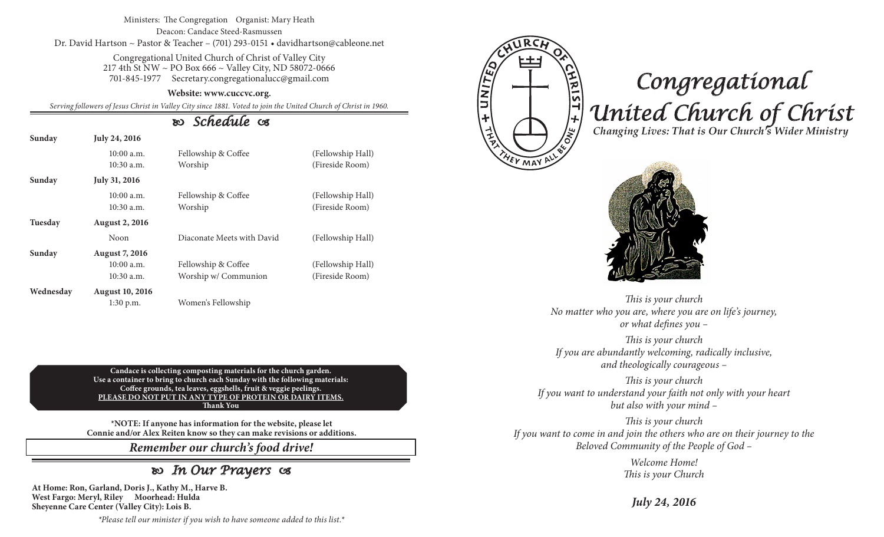Ministers: The Congregation Organist: Mary Heath

Deacon: Candace Steed-Rasmussen

Dr. David Hartson ~ Pastor & Teacher – (701) 293-0151 • davidhartson@cableone.net

Congregational United Church of Christ of Valley City
217 4th St NW ~ PO Box 666 ~ Valley City, ND 58072-0666
701-845-1977 Secretary.congregationalucc@gmail.com

**Website: www.cuccvc.org.**

*Serving followers of Jesus Christ in Valley City since 1881. Voted to join the United Church of Christ in 1960.*

## Schedule

| | | | |
|---|---|---|---|
| **Sunday** | **July 24, 2016** | | |
| | 10:00 a.m. | Fellowship & Coffee | (Fellowship Hall) |
| | 10:30 a.m. | Worship | (Fireside Room) |
| **Sunday** | **July 31, 2016** | | |
| | 10:00 a.m. | Fellowship & Coffee | (Fellowship Hall) |
| | 10:30 a.m. | Worship | (Fireside Room) |
| **Tuesday** | **August 2, 2016** | | |
| | Noon | Diaconate Meets with David | (Fellowship Hall) |
| **Sunday** | **August 7, 2016** | | |
| | 10:00 a.m. | Fellowship & Coffee | (Fellowship Hall) |
| | 10:30 a.m. | Worship w/ Communion | (Fireside Room) |
| **Wednesday** | **August 10, 2016** | | |
| | 1:30 p.m. | Women's Fellowship | |

**Candace is collecting composting materials for the church garden.**
**Use a container to bring to church each Sunday with the following materials:**
**Coffee grounds, tea leaves, eggshells, fruit & veggie peelings.**
**PLEASE DO NOT PUT IN ANY TYPE OF PROTEIN OR DAIRY ITEMS.**
**Thank You**

**\*NOTE: If anyone has information for the website, please let Connie and/or Alex Reiten know so they can make revisions or additions.**

***Remember our church's food drive!***

## In Our Prayers

**At Home: Ron, Garland, Doris J., Kathy M., Harve B.**
**West Fargo: Meryl, Riley Moorhead: Hulda**
**Sheyenne Care Center (Valley City): Lois B.**

*\*Please tell our minister if you wish to have someone added to this list.\**

# Congregational United Church of Christ

***Changing Lives: That is Our Church's Wider Ministry***

*This is your church*
*No matter who you are, where you are on life's journey,*
*or what defines you –*

*This is your church*
*If you are abundantly welcoming, radically inclusive,*
*and theologically courageous –*

*This is your church*
*If you want to understand your faith not only with your heart*
*but also with your mind –*

*This is your church*
*If you want to come in and join the others who are on their journey to the*
*Beloved Community of the People of God –*

*Welcome Home!*
*This is your Church*

***July 24, 2016***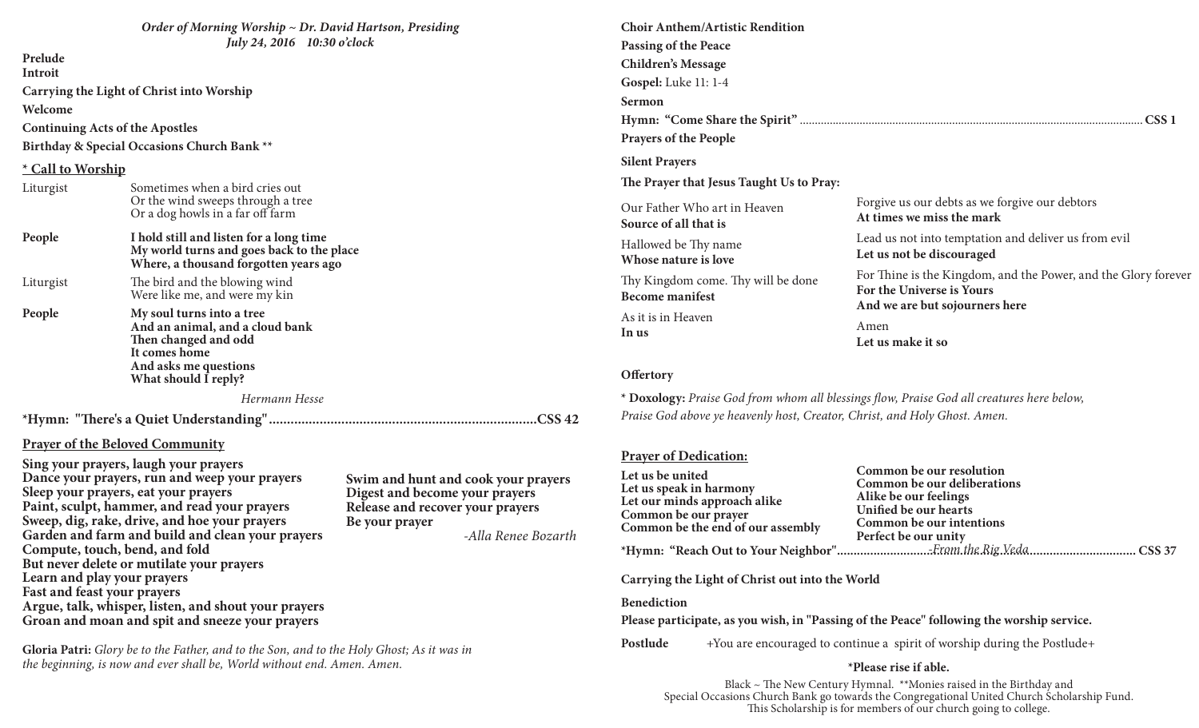*Order of Morning Worship ~ Dr. David Hartson, Presiding*
*July 24, 2016 10:30 o'clock*

**Prelude**
**Introit**

**Carrying the Light of Christ into Worship**

**Welcome**

**Continuing Acts of the Apostles**

**Birthday & Special Occasions Church Bank ****

## * Call to Worship

Liturgist — Sometimes when a bird cries out
Or the wind sweeps through a tree
Or a dog howls in a far off farm

**People — I hold still and listen for a long time
My world turns and goes back to the place
Where, a thousand forgotten years ago**

Liturgist — The bird and the blowing wind
Were like me, and were my kin

**People — My soul turns into a tree
And an animal, and a cloud bank
Then changed and odd
It comes home
And asks me questions
What should I reply?**

*Hermann Hesse*

***Hymn: "There's a Quiet Understanding".........................................................................CSS 42**

## Prayer of the Beloved Community

**Sing your prayers, laugh your prayers
Dance your prayers, run and weep your prayers
Sleep your prayers, eat your prayers
Paint, sculpt, hammer, and read your prayers
Sweep, dig, rake, drive, and hoe your prayers
Garden and farm and build and clean your prayers
Compute, touch, bend, and fold
But never delete or mutilate your prayers
Learn and play your prayers
Fast and feast your prayers
Argue, talk, whisper, listen, and shout your prayers
Groan and moan and spit and sneeze your prayers
Swim and hunt and cook your prayers
Digest and become your prayers
Release and recover your prayers
Be your prayer**

*-Alla Renee Bozarth*

**Gloria Patri:** *Glory be to the Father, and to the Son, and to the Holy Ghost; As it was in the beginning, is now and ever shall be, World without end. Amen. Amen.*

**Choir Anthem/Artistic Rendition**

**Passing of the Peace**

**Children's Message**

**Gospel:** Luke 11: 1-4

**Sermon**

**Hymn: "Come Share the Spirit"...................................................................................................................CSS 1**

**Prayers of the People**

**Silent Prayers**

**The Prayer that Jesus Taught Us to Pray:**

Our Father Who art in Heaven
**Source of all that is**

Hallowed be Thy name
**Whose nature is love**

Thy Kingdom come. Thy will be done
**Become manifest**

As it is in Heaven
**In us**

Forgive us our debts as we forgive our debtors
**At times we miss the mark**

Lead us not into temptation and deliver us from evil
**Let us not be discouraged**

For Thine is the Kingdom, and the Power, and the Glory forever
**For the Universe is Yours
And we are but sojourners here**

Amen
**Let us make it so**

**Offertory**

*** Doxology:** *Praise God from whom all blessings flow, Praise God all creatures here below, Praise God above ye heavenly host, Creator, Christ, and Holy Ghost. Amen.*

## Prayer of Dedication:

**Let us be united
Let us speak in harmony
Let our minds approach alike
Common be our prayer
Common be the end of our assembly
Common be our resolution
Common be our deliberations
Alike be our feelings
Unified be our hearts
Common be our intentions
Perfect be our unity**

*From the Rig Veda*

***Hymn: "Reach Out to Your Neighbor".......................................................................CSS 37**

**Carrying the Light of Christ out into the World**

**Benediction**

**Please participate, as you wish, in "Passing of the Peace" following the worship service.**

**Postlude** +You are encouraged to continue a spirit of worship during the Postlude+

***Please rise if able.**

Black ~ The New Century Hymnal. **Monies raised in the Birthday and Special Occasions Church Bank go towards the Congregational United Church Scholarship Fund. This Scholarship is for members of our church going to college.